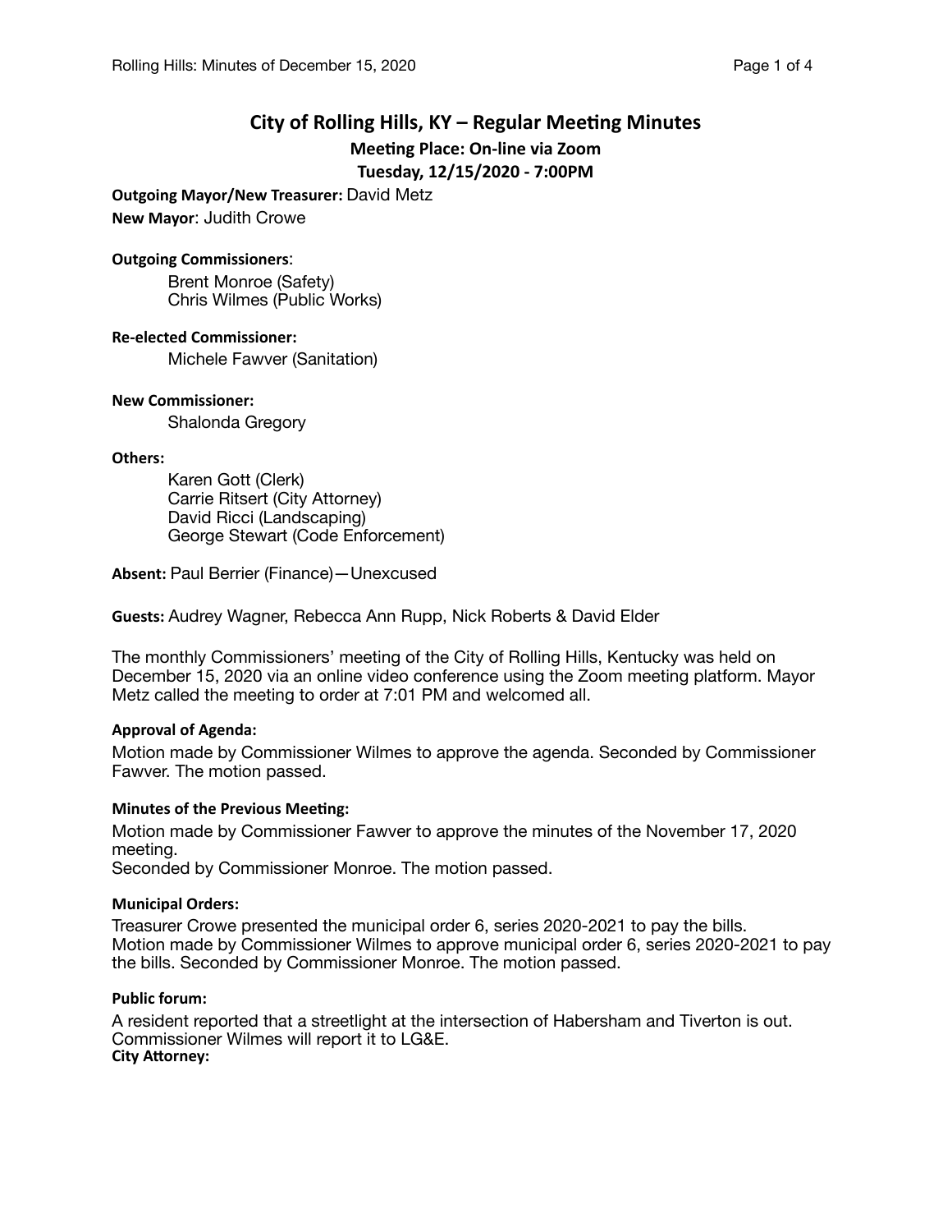# City of Rolling Hills, KY – Regular Meeting Minutes

**Meeting Place: On-line via Zoom**

**Tuesday, 12/15/2020 - 7:00PM**

**Outgoing Mayor/New Treasurer:** David Metz

**New Mayor**: Judith Crowe

**Outgoing Commissioners**:

Brent Monroe (Safety)
Chris Wilmes (Public Works)

**Re-elected Commissioner:**

Michele Fawver (Sanitation)

**New Commissioner:**

Shalonda Gregory

**Others:**

Karen Gott (Clerk)
Carrie Ritsert (City Attorney)
David Ricci (Landscaping)
George Stewart (Code Enforcement)

**Absent:** Paul Berrier (Finance)—Unexcused

**Guests:** Audrey Wagner, Rebecca Ann Rupp, Nick Roberts & David Elder

The monthly Commissioners' meeting of the City of Rolling Hills, Kentucky was held on December 15, 2020 via an online video conference using the Zoom meeting platform. Mayor Metz called the meeting to order at 7:01 PM and welcomed all.

**Approval of Agenda:**

Motion made by Commissioner Wilmes to approve the agenda. Seconded by Commissioner Fawver. The motion passed.

**Minutes of the Previous Meeting:**

Motion made by Commissioner Fawver to approve the minutes of the November 17, 2020 meeting.
Seconded by Commissioner Monroe. The motion passed.

**Municipal Orders:**

Treasurer Crowe presented the municipal order 6, series 2020-2021 to pay the bills.
Motion made by Commissioner Wilmes to approve municipal order 6, series 2020-2021 to pay the bills. Seconded by Commissioner Monroe. The motion passed.

**Public forum:**

A resident reported that a streetlight at the intersection of Habersham and Tiverton is out. Commissioner Wilmes will report it to LG&E.

**City Attorney:**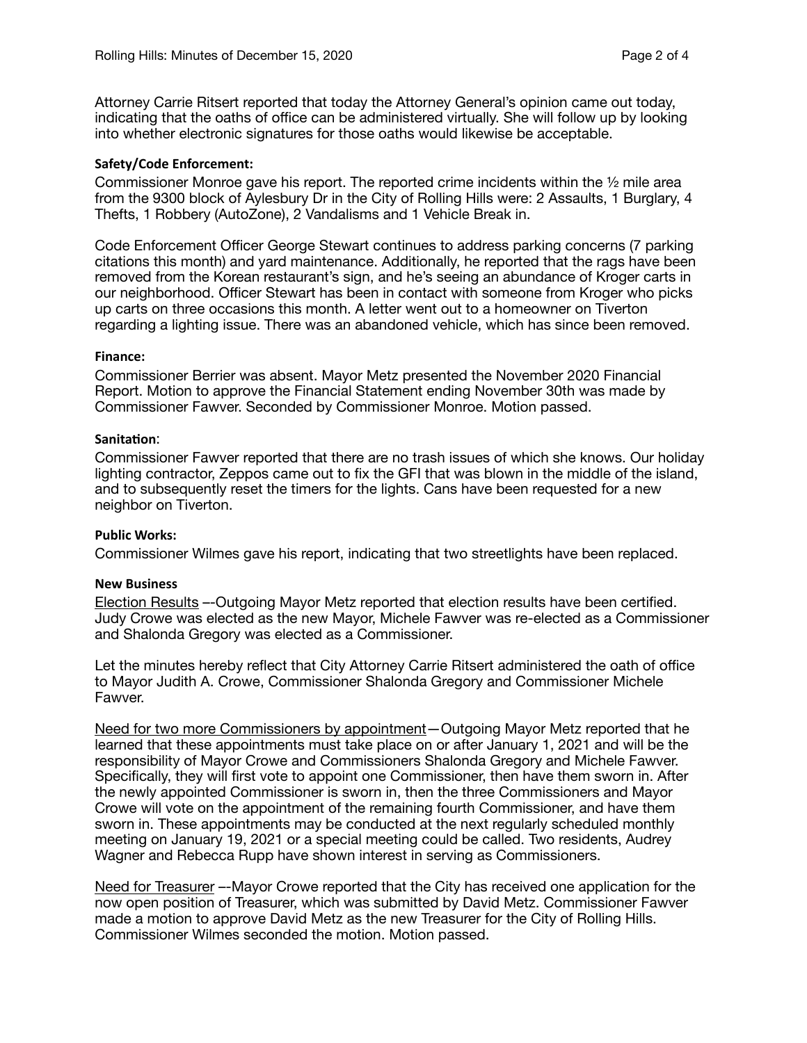Attorney Carrie Ritsert reported that today the Attorney General's opinion came out today, indicating that the oaths of office can be administered virtually. She will follow up by looking into whether electronic signatures for those oaths would likewise be acceptable.

**Safety/Code Enforcement:**

Commissioner Monroe gave his report. The reported crime incidents within the ½ mile area from the 9300 block of Aylesbury Dr in the City of Rolling Hills were: 2 Assaults, 1 Burglary, 4 Thefts, 1 Robbery (AutoZone), 2 Vandalisms and 1 Vehicle Break in.

Code Enforcement Officer George Stewart continues to address parking concerns (7 parking citations this month) and yard maintenance. Additionally, he reported that the rags have been removed from the Korean restaurant's sign, and he's seeing an abundance of Kroger carts in our neighborhood. Officer Stewart has been in contact with someone from Kroger who picks up carts on three occasions this month. A letter went out to a homeowner on Tiverton regarding a lighting issue. There was an abandoned vehicle, which has since been removed.

**Finance:**

Commissioner Berrier was absent. Mayor Metz presented the November 2020 Financial Report. Motion to approve the Financial Statement ending November 30th was made by Commissioner Fawver. Seconded by Commissioner Monroe. Motion passed.

**Sanitation**:

Commissioner Fawver reported that there are no trash issues of which she knows. Our holiday lighting contractor, Zeppos came out to fix the GFI that was blown in the middle of the island, and to subsequently reset the timers for the lights. Cans have been requested for a new neighbor on Tiverton.

**Public Works:**

Commissioner Wilmes gave his report, indicating that two streetlights have been replaced.

**New Business**

Election Results –-Outgoing Mayor Metz reported that election results have been certified. Judy Crowe was elected as the new Mayor, Michele Fawver was re-elected as a Commissioner and Shalonda Gregory was elected as a Commissioner.

Let the minutes hereby reflect that City Attorney Carrie Ritsert administered the oath of office to Mayor Judith A. Crowe, Commissioner Shalonda Gregory and Commissioner Michele Fawver.

Need for two more Commissioners by appointment—Outgoing Mayor Metz reported that he learned that these appointments must take place on or after January 1, 2021 and will be the responsibility of Mayor Crowe and Commissioners Shalonda Gregory and Michele Fawver. Specifically, they will first vote to appoint one Commissioner, then have them sworn in. After the newly appointed Commissioner is sworn in, then the three Commissioners and Mayor Crowe will vote on the appointment of the remaining fourth Commissioner, and have them sworn in. These appointments may be conducted at the next regularly scheduled monthly meeting on January 19, 2021 or a special meeting could be called. Two residents, Audrey Wagner and Rebecca Rupp have shown interest in serving as Commissioners.

Need for Treasurer –-Mayor Crowe reported that the City has received one application for the now open position of Treasurer, which was submitted by David Metz. Commissioner Fawver made a motion to approve David Metz as the new Treasurer for the City of Rolling Hills. Commissioner Wilmes seconded the motion. Motion passed.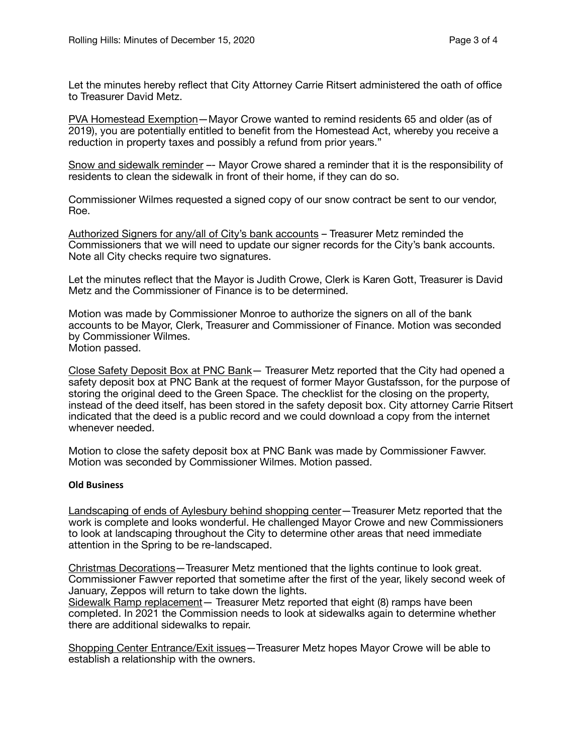Let the minutes hereby reflect that City Attorney Carrie Ritsert administered the oath of office to Treasurer David Metz.

<u>PVA Homestead Exemption</u>—Mayor Crowe wanted to remind residents 65 and older (as of 2019), you are potentially entitled to benefit from the Homestead Act, whereby you receive a reduction in property taxes and possibly a refund from prior years."

<u>Snow and sidewalk reminder</u> –- Mayor Crowe shared a reminder that it is the responsibility of residents to clean the sidewalk in front of their home, if they can do so.

Commissioner Wilmes requested a signed copy of our snow contract be sent to our vendor, Roe.

<u>Authorized Signers for any/all of City's bank accounts</u> – Treasurer Metz reminded the Commissioners that we will need to update our signer records for the City's bank accounts. Note all City checks require two signatures.

Let the minutes reflect that the Mayor is Judith Crowe, Clerk is Karen Gott, Treasurer is David Metz and the Commissioner of Finance is to be determined.

Motion was made by Commissioner Monroe to authorize the signers on all of the bank accounts to be Mayor, Clerk, Treasurer and Commissioner of Finance. Motion was seconded by Commissioner Wilmes.
Motion passed.

<u>Close Safety Deposit Box at PNC Bank</u>— Treasurer Metz reported that the City had opened a safety deposit box at PNC Bank at the request of former Mayor Gustafsson, for the purpose of storing the original deed to the Green Space. The checklist for the closing on the property, instead of the deed itself, has been stored in the safety deposit box. City attorney Carrie Ritsert indicated that the deed is a public record and we could download a copy from the internet whenever needed.

Motion to close the safety deposit box at PNC Bank was made by Commissioner Fawver. Motion was seconded by Commissioner Wilmes. Motion passed.

**Old Business**

<u>Landscaping of ends of Aylesbury behind shopping center</u>—Treasurer Metz reported that the work is complete and looks wonderful. He challenged Mayor Crowe and new Commissioners to look at landscaping throughout the City to determine other areas that need immediate attention in the Spring to be re-landscaped.

<u>Christmas Decorations</u>—Treasurer Metz mentioned that the lights continue to look great. Commissioner Fawver reported that sometime after the first of the year, likely second week of January, Zeppos will return to take down the lights.
<u>Sidewalk Ramp replacement</u>— Treasurer Metz reported that eight (8) ramps have been completed. In 2021 the Commission needs to look at sidewalks again to determine whether there are additional sidewalks to repair.

<u>Shopping Center Entrance/Exit issues</u>—Treasurer Metz hopes Mayor Crowe will be able to establish a relationship with the owners.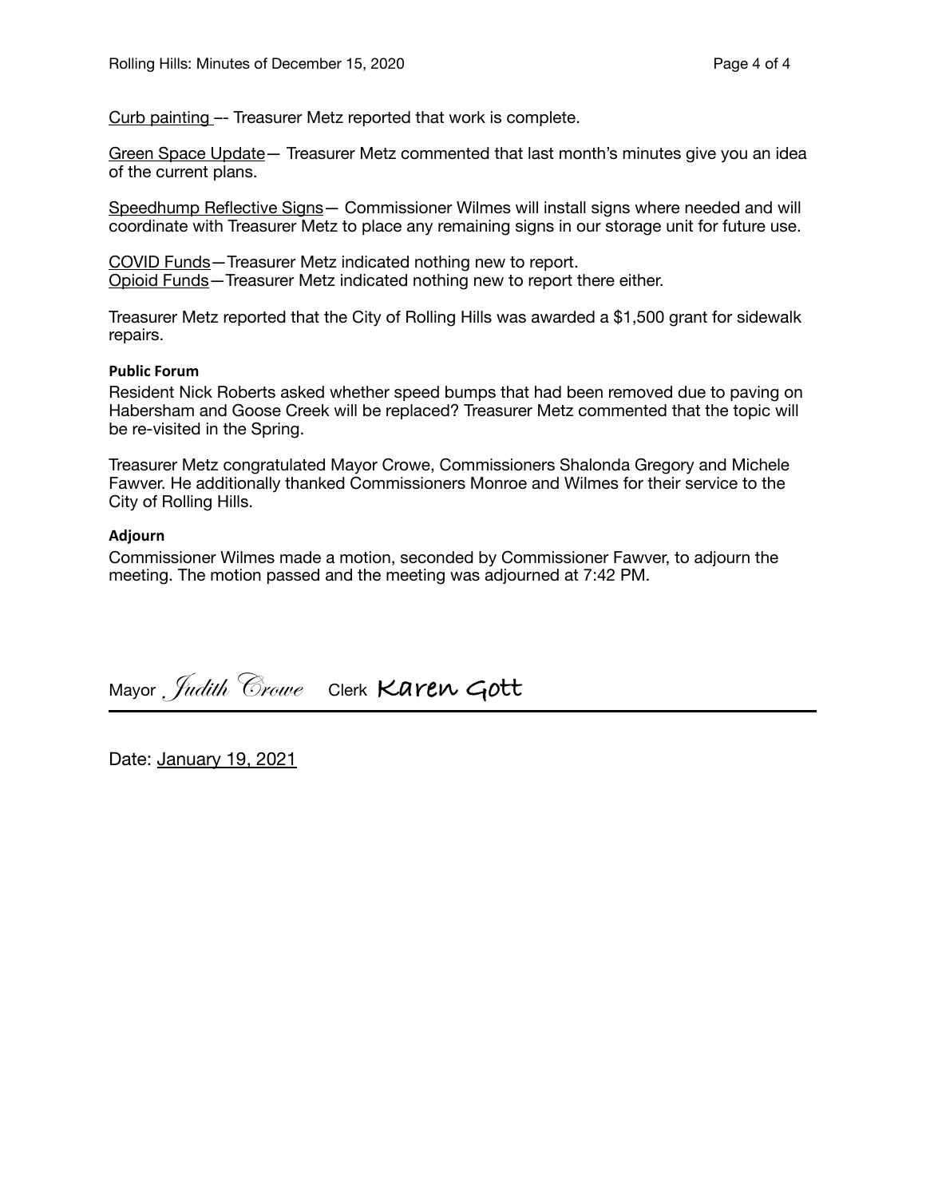Curb painting –- Treasurer Metz reported that work is complete.

Green Space Update— Treasurer Metz commented that last month's minutes give you an idea of the current plans.

Speedhump Reflective Signs— Commissioner Wilmes will install signs where needed and will coordinate with Treasurer Metz to place any remaining signs in our storage unit for future use.

COVID Funds—Treasurer Metz indicated nothing new to report.
Opioid Funds—Treasurer Metz indicated nothing new to report there either.

Treasurer Metz reported that the City of Rolling Hills was awarded a $1,500 grant for sidewalk repairs.

**Public Forum**

Resident Nick Roberts asked whether speed bumps that had been removed due to paving on Habersham and Goose Creek will be replaced? Treasurer Metz commented that the topic will be re-visited in the Spring.

Treasurer Metz congratulated Mayor Crowe, Commissioners Shalonda Gregory and Michele Fawver. He additionally thanked Commissioners Monroe and Wilmes for their service to the City of Rolling Hills.

**Adjourn**

Commissioner Wilmes made a motion, seconded by Commissioner Fawver, to adjourn the meeting. The motion passed and the meeting was adjourned at 7:42 PM.

Mayor *Judith Crowe* Clerk Karen Gott

Date: January 19, 2021